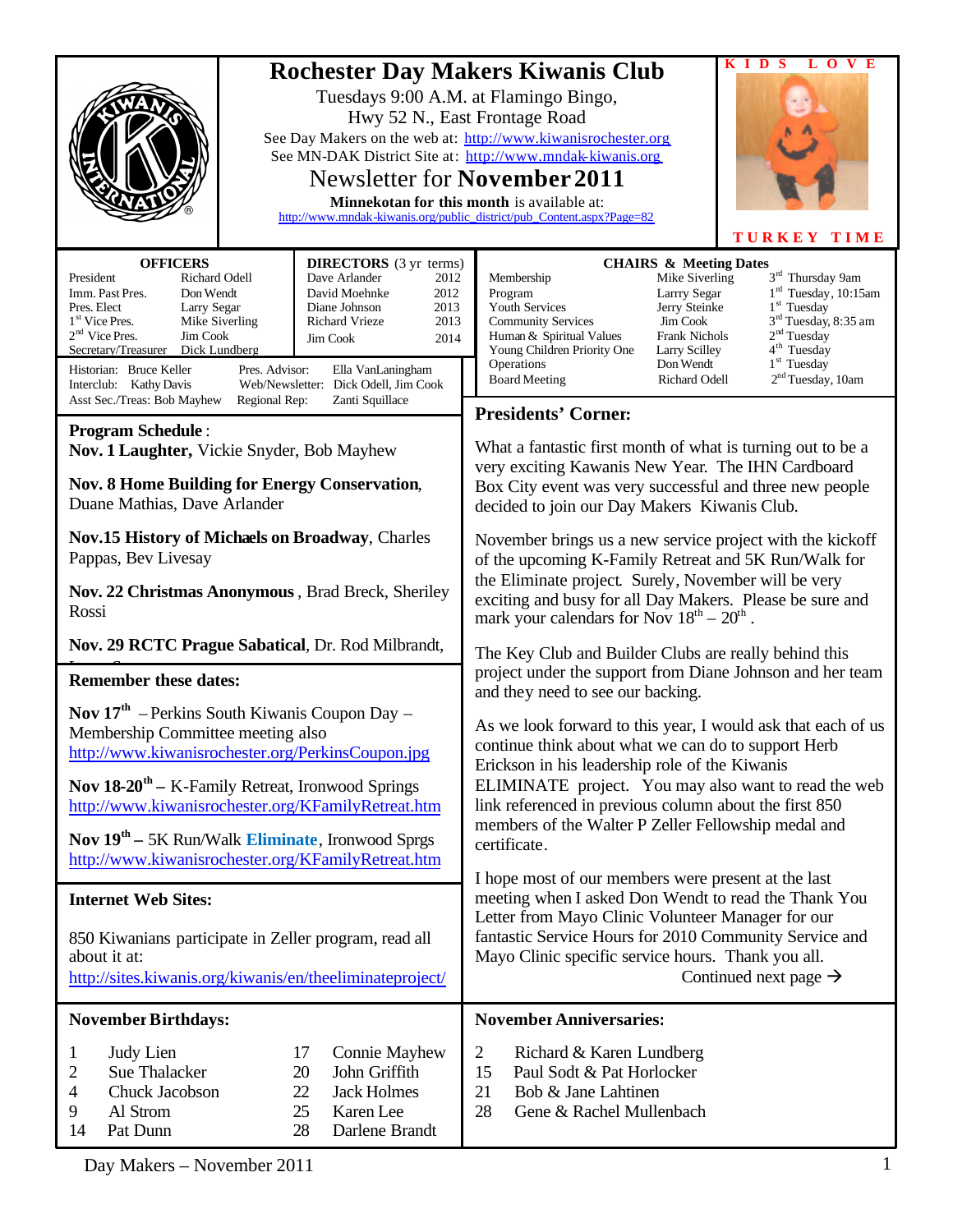# Rochester Day Makers Kiwanis Club

Tuesdays 9:00 A.M. at Flamingo Bingo,
Hwy 52 N., East Frontage Road

See Day Makers on the web at: http://www.kiwanisrochester.org
See MN-DAK District Site at: http://www.mndak-kiwanis.org

## Newsletter for **November 2011**

**Minnekotan for this month** is available at:
http://www.mndak-kiwanis.org/public_district/pub_Content.aspx?Page=82

**KIDS LOVE**

**TURKEY TIME**

### OFFICERS

| | |
|---|---|
| President | Richard Odell |
| Imm. Past Pres. | Don Wendt |
| Pres. Elect | Larry Segar |
| 1st Vice Pres. | Mike Siverling |
| 2nd Vice Pres. | Jim Cook |
| Secretary/Treasurer | Dick Lundberg |

### DIRECTORS (3 yr terms)

| | |
|---|---|
| Dave Arlander | 2012 |
| David Moehnke | 2012 |
| Diane Johnson | 2013 |
| Richard Vrieze | 2013 |
| Jim Cook | 2014 |

| | | | |
|---|---|---|---|
| Historian: | Bruce Keller | Pres. Advisor: | Ella VanLaningham |
| Interclub: | Kathy Davis | Web/Newsletter: | Dick Odell, Jim Cook |
| Asst Sec./Treas: | Bob Mayhew | Regional Rep: | Zanti Squillace |

### CHAIRS & Meeting Dates

| | | |
|---|---|---|
| Membership | Mike Siverling | 3rd Thursday 9am |
| Program | Larrry Segar | 1st Tuesday, 10:15am |
| Youth Services | Jerry Steinke | 1st Tuesday |
| Community Services | Jim Cook | 3rd Tuesday, 8:35 am |
| Human & Spiritual Values | Frank Nichols | 2nd Tuesday |
| Young Children Priority One | Larry Scilley | 4th Tuesday |
| Operations | Don Wendt | 1st Tuesday |
| Board Meeting | Richard Odell | 2nd Tuesday, 10am |

### Program Schedule:

**Nov. 1 Laughter,** Vickie Snyder, Bob Mayhew

**Nov. 8 Home Building for Energy Conservation**, Duane Mathias, Dave Arlander

**Nov.15 History of Michaels on Broadway**, Charles Pappas, Bev Livesay

**Nov. 22 Christmas Anonymous** , Brad Breck, Sheriley Rossi

**Nov. 29 RCTC Prague Sabatical**, Dr. Rod Milbrandt,

### Remember these dates:

**Nov 17th** – Perkins South Kiwanis Coupon Day – Membership Committee meeting also
http://www.kiwanisrochester.org/PerkinsCoupon.jpg

**Nov 18-20th** – K-Family Retreat, Ironwood Springs
http://www.kiwanisrochester.org/KFamilyRetreat.htm

**Nov 19th** – 5K Run/Walk **Eliminate**, Ironwood Sprgs
http://www.kiwanisrochester.org/KFamilyRetreat.htm

### Internet Web Sites:

850 Kiwanians participate in Zeller program, read all about it at:
http://sites.kiwanis.org/kiwanis/en/theeliminateproject/

### Presidents' Corner:

What a fantastic first month of what is turning out to be a very exciting Kawanis New Year. The IHN Cardboard Box City event was very successful and three new people decided to join our Day Makers Kiwanis Club.

November brings us a new service project with the kickoff of the upcoming K-Family Retreat and 5K Run/Walk for the Eliminate project. Surely, November will be very exciting and busy for all Day Makers. Please be sure and mark your calendars for Nov 18th – 20th .

The Key Club and Builder Clubs are really behind this project under the support from Diane Johnson and her team and they need to see our backing.

As we look forward to this year, I would ask that each of us continue think about what we can do to support Herb Erickson in his leadership role of the Kiwanis ELIMINATE project. You may also want to read the web link referenced in previous column about the first 850 members of the Walter P Zeller Fellowship medal and certificate.

I hope most of our members were present at the last meeting when I asked Don Wendt to read the Thank You Letter from Mayo Clinic Volunteer Manager for our fantastic Service Hours for 2010 Community Service and Mayo Clinic specific service hours. Thank you all.

Continued next page →

### November Birthdays:

| | | | |
|---|---|---|---|
| 1 | Judy Lien | 17 | Connie Mayhew |
| 2 | Sue Thalacker | 20 | John Griffith |
| 4 | Chuck Jacobson | 22 | Jack Holmes |
| 9 | Al Strom | 25 | Karen Lee |
| 14 | Pat Dunn | 28 | Darlene Brandt |

### November Anniversaries:

| | |
|---|---|
| 2 | Richard & Karen Lundberg |
| 15 | Paul Sodt & Pat Horlocker |
| 21 | Bob & Jane Lahtinen |
| 28 | Gene & Rachel Mullenbach |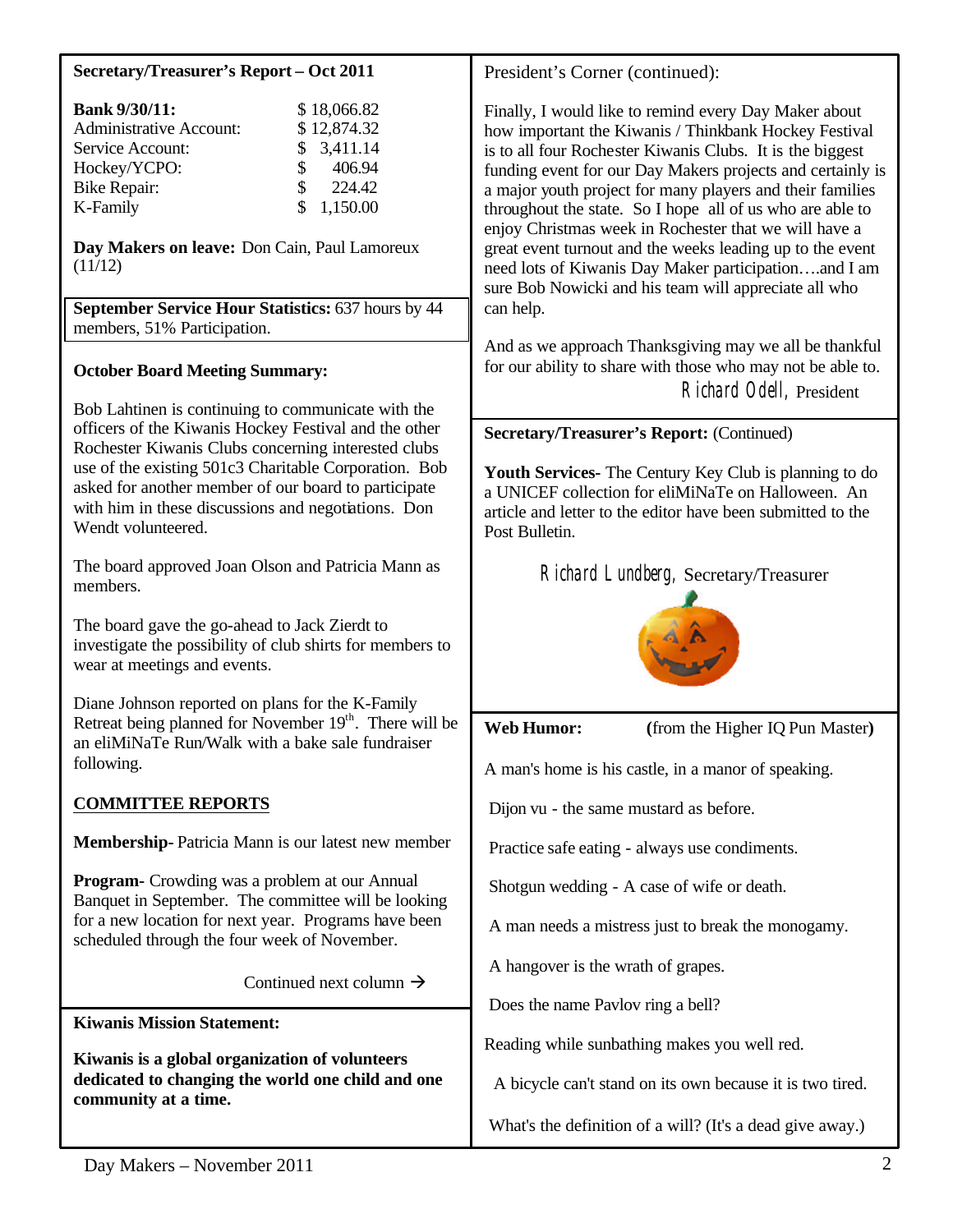**Secretary/Treasurer's Report – Oct 2011**

| | |
|---|---|
| **Bank 9/30/11:** | $ 18,066.82 |
| Administrative Account: | $ 12,874.32 |
| Service Account: | $ 3,411.14 |
| Hockey/YCPO: | $ 406.94 |
| Bike Repair: | $ 224.42 |
| K-Family | $ 1,150.00 |

**Day Makers on leave:** Don Cain, Paul Lamoreux (11/12)

**September Service Hour Statistics:** 637 hours by 44 members, 51% Participation.

**October Board Meeting Summary:**

Bob Lahtinen is continuing to communicate with the officers of the Kiwanis Hockey Festival and the other Rochester Kiwanis Clubs concerning interested clubs use of the existing 501c3 Charitable Corporation. Bob asked for another member of our board to participate with him in these discussions and negotiations. Don Wendt volunteered.

The board approved Joan Olson and Patricia Mann as members.

The board gave the go-ahead to Jack Zierdt to investigate the possibility of club shirts for members to wear at meetings and events.

Diane Johnson reported on plans for the K-Family Retreat being planned for November 19th. There will be an eliMiNaTe Run/Walk with a bake sale fundraiser following.

**COMMITTEE REPORTS**

**Membership-** Patricia Mann is our latest new member

**Program-** Crowding was a problem at our Annual Banquet in September. The committee will be looking for a new location for next year. Programs have been scheduled through the four week of November.

Continued next column →

**Kiwanis Mission Statement:**

**Kiwanis is a global organization of volunteers dedicated to changing the world one child and one community at a time.**

President's Corner (continued):

Finally, I would like to remind every Day Maker about how important the Kiwanis / Thinkbank Hockey Festival is to all four Rochester Kiwanis Clubs. It is the biggest funding event for our Day Makers projects and certainly is a major youth project for many players and their families throughout the state. So I hope all of us who are able to enjoy Christmas week in Rochester that we will have a great event turnout and the weeks leading up to the event need lots of Kiwanis Day Maker participation….and I am sure Bob Nowicki and his team will appreciate all who can help.

And as we approach Thanksgiving may we all be thankful for our ability to share with those who may not be able to.

Richard Odell, President

**Secretary/Treasurer's Report:** (Continued)

**Youth Services-** The Century Key Club is planning to do a UNICEF collection for eliMiNaTe on Halloween. An article and letter to the editor have been submitted to the Post Bulletin.

Richard Lundberg, Secretary/Treasurer

**Web Humor:** **(**from the Higher IQ Pun Master**)**

A man's home is his castle, in a manor of speaking.

Dijon vu - the same mustard as before.

Practice safe eating - always use condiments.

Shotgun wedding - A case of wife or death.

A man needs a mistress just to break the monogamy.

A hangover is the wrath of grapes.

Does the name Pavlov ring a bell?

Reading while sunbathing makes you well red.

A bicycle can't stand on its own because it is two tired.

What's the definition of a will? (It's a dead give away.)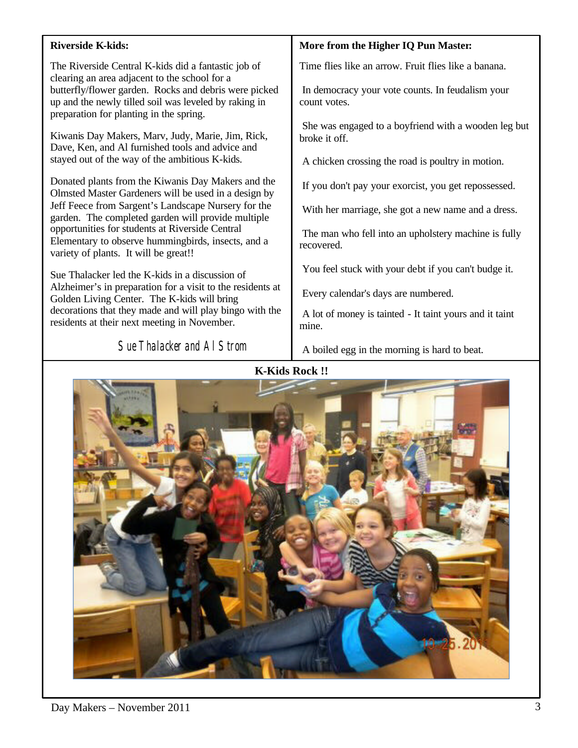## Riverside K-kids:

The Riverside Central K-kids did a fantastic job of clearing an area adjacent to the school for a butterfly/flower garden. Rocks and debris were picked up and the newly tilled soil was leveled by raking in preparation for planting in the spring.

Kiwanis Day Makers, Marv, Judy, Marie, Jim, Rick, Dave, Ken, and Al furnished tools and advice and stayed out of the way of the ambitious K-kids.

Donated plants from the Kiwanis Day Makers and the Olmsted Master Gardeners will be used in a design by Jeff Feece from Sargent's Landscape Nursery for the garden. The completed garden will provide multiple opportunities for students at Riverside Central Elementary to observe hummingbirds, insects, and a variety of plants. It will be great!!

Sue Thalacker led the K-kids in a discussion of Alzheimer's in preparation for a visit to the residents at Golden Living Center. The K-kids will bring decorations that they made and will play bingo with the residents at their next meeting in November.

*Sue Thalacker and Al Strom*

## More from the Higher IQ Pun Master:

Time flies like an arrow. Fruit flies like a banana.

In democracy your vote counts. In feudalism your count votes.

She was engaged to a boyfriend with a wooden leg but broke it off.

A chicken crossing the road is poultry in motion.

If you don't pay your exorcist, you get repossessed.

With her marriage, she got a new name and a dress.

The man who fell into an upholstery machine is fully recovered.

You feel stuck with your debt if you can't budge it.

Every calendar's days are numbered.

A lot of money is tainted - It taint yours and it taint mine.

A boiled egg in the morning is hard to beat.

**K-Kids Rock !!**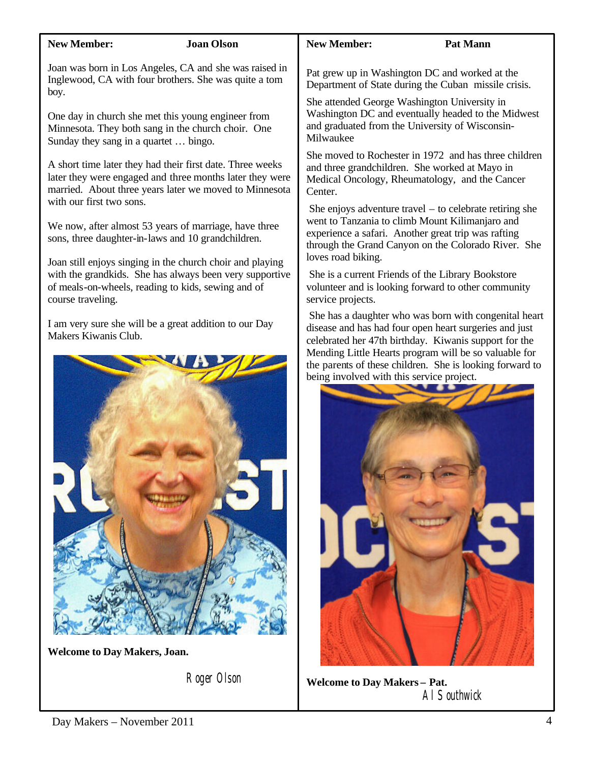**New Member: Joan Olson**

Joan was born in Los Angeles, CA and she was raised in Inglewood, CA with four brothers. She was quite a tom boy.

One day in church she met this young engineer from Minnesota. They both sang in the church choir. One Sunday they sang in a quartet … bingo.

A short time later they had their first date. Three weeks later they were engaged and three months later they were married. About three years later we moved to Minnesota with our first two sons.

We now, after almost 53 years of marriage, have three sons, three daughter-in-laws and 10 grandchildren.

Joan still enjoys singing in the church choir and playing with the grandkids. She has always been very supportive of meals-on-wheels, reading to kids, sewing and of course traveling.

I am very sure she will be a great addition to our Day Makers Kiwanis Club.

**Welcome to Day Makers, Joan.**

Roger Olson

**New Member: Pat Mann**

Pat grew up in Washington DC and worked at the Department of State during the Cuban missile crisis.

She attended George Washington University in Washington DC and eventually headed to the Midwest and graduated from the University of Wisconsin-Milwaukee

She moved to Rochester in 1972 and has three children and three grandchildren. She worked at Mayo in Medical Oncology, Rheumatology, and the Cancer Center.

She enjoys adventure travel – to celebrate retiring she went to Tanzania to climb Mount Kilimanjaro and experience a safari. Another great trip was rafting through the Grand Canyon on the Colorado River. She loves road biking.

She is a current Friends of the Library Bookstore volunteer and is looking forward to other community service projects.

She has a daughter who was born with congenital heart disease and has had four open heart surgeries and just celebrated her 47th birthday. Kiwanis support for the Mending Little Hearts program will be so valuable for the parents of these children. She is looking forward to being involved with this service project.

**Welcome to Day Makers – Pat.**

Al Southwick